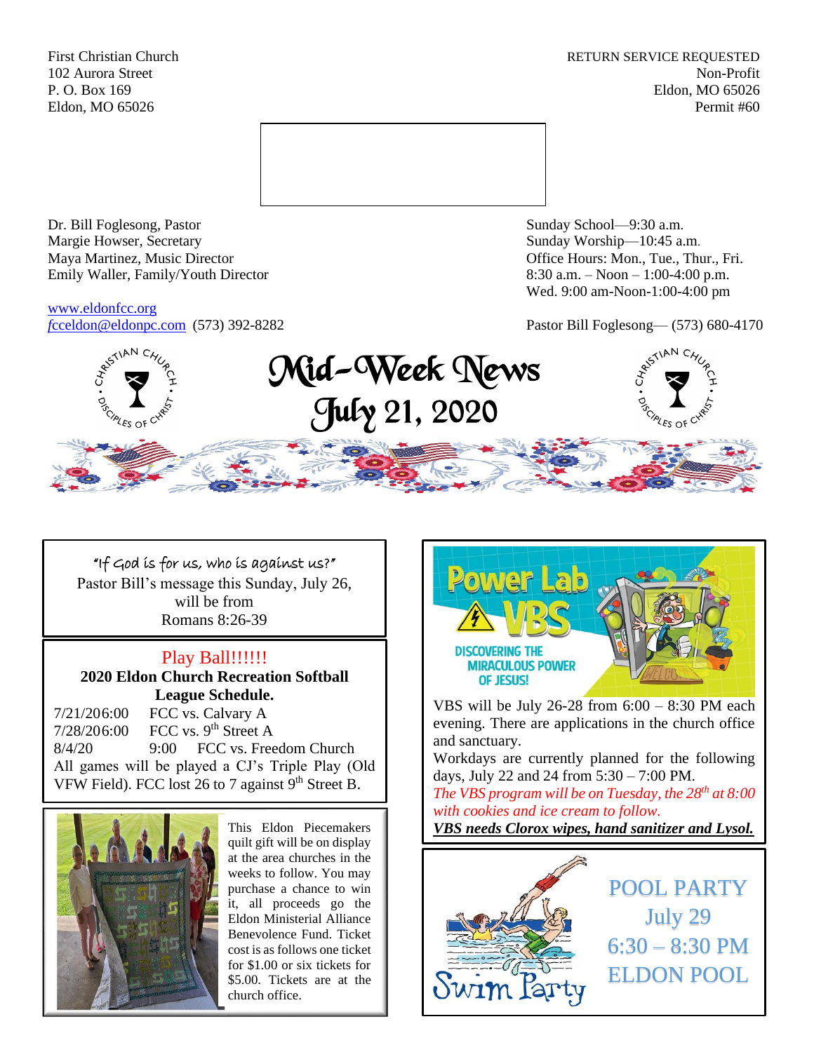First Christian Church
102 Aurora Street
P. O. Box 169
Eldon, MO 65026

RETURN SERVICE REQUESTED
Non-Profit
Eldon, MO 65026
Permit #60

Dr. Bill Foglesong, Pastor
Margie Howser, Secretary
Maya Martinez, Music Director
Emily Waller, Family/Youth Director

www.eldonfcc.org
fcceldon@eldonpc.com (573) 392-8282

Sunday School—9:30 a.m.
Sunday Worship—10:45 a.m.
Office Hours: Mon., Tue., Thur., Fri.
8:30 a.m. – Noon – 1:00-4:00 p.m.
Wed. 9:00 am-Noon-1:00-4:00 pm

Pastor Bill Foglesong— (573) 680-4170

# Mid-Week News
## July 21, 2020

"If God is for us, who is against us?"
Pastor Bill's message this Sunday, July 26, will be from Romans 8:26-39

## Play Ball!!!!!!

**2020 Eldon Church Recreation Softball League Schedule.**

7/21/206:00 FCC vs. Calvary A
7/28/206:00 FCC vs. 9th Street A
8/4/20 9:00 FCC vs. Freedom Church

All games will be played a CJ's Triple Play (Old VFW Field). FCC lost 26 to 7 against 9th Street B.

This Eldon Piecemakers quilt gift will be on display at the area churches in the weeks to follow. You may purchase a chance to win it, all proceeds go the Eldon Ministerial Alliance Benevolence Fund. Ticket cost is as follows one ticket for $1.00 or six tickets for $5.00. Tickets are at the church office.

**Power Lab VBS**
DISCOVERING THE MIRACULOUS POWER OF JESUS!

VBS will be July 26-28 from 6:00 – 8:30 PM each evening. There are applications in the church office and sanctuary.

Workdays are currently planned for the following days, July 22 and 24 from 5:30 – 7:00 PM.

*The VBS program will be on Tuesday, the 28th at 8:00 with cookies and ice cream to follow.*

***VBS needs Clorox wipes, hand sanitizer and Lysol.***

Swim Party

POOL PARTY
July 29
6:30 – 8:30 PM
ELDON POOL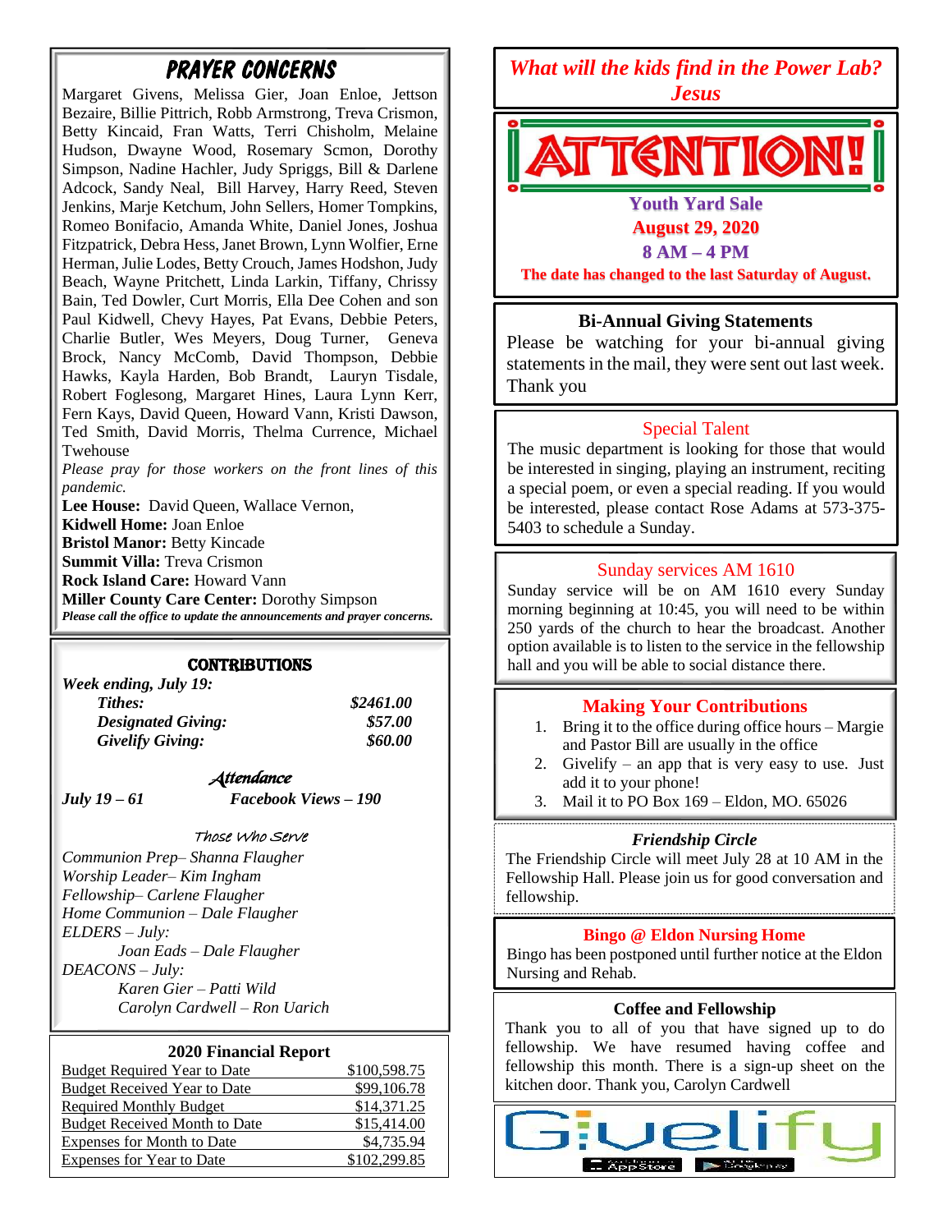## PRAYER CONCERNS

Margaret Givens, Melissa Gier, Joan Enloe, Jettson Bezaire, Billie Pittrich, Robb Armstrong, Treva Crismon, Betty Kincaid, Fran Watts, Terri Chisholm, Melaine Hudson, Dwayne Wood, Rosemary Scmon, Dorothy Simpson, Nadine Hachler, Judy Spriggs, Bill & Darlene Adcock, Sandy Neal, Bill Harvey, Harry Reed, Steven Jenkins, Marje Ketchum, John Sellers, Homer Tompkins, Romeo Bonifacio, Amanda White, Daniel Jones, Joshua Fitzpatrick, Debra Hess, Janet Brown, Lynn Wolfier, Erne Herman, Julie Lodes, Betty Crouch, James Hodshon, Judy Beach, Wayne Pritchett, Linda Larkin, Tiffany, Chrissy Bain, Ted Dowler, Curt Morris, Ella Dee Cohen and son Paul Kidwell, Chevy Hayes, Pat Evans, Debbie Peters, Charlie Butler, Wes Meyers, Doug Turner, Geneva Brock, Nancy McComb, David Thompson, Debbie Hawks, Kayla Harden, Bob Brandt, Lauryn Tisdale, Robert Foglesong, Margaret Hines, Laura Lynn Kerr, Fern Kays, David Queen, Howard Vann, Kristi Dawson, Ted Smith, David Morris, Thelma Currence, Michael Twehouse

*Please pray for those workers on the front lines of this pandemic.*

**Lee House:** David Queen, Wallace Vernon,
**Kidwell Home:** Joan Enloe
**Bristol Manor:** Betty Kincade
**Summit Villa:** Treva Crismon
**Rock Island Care:** Howard Vann
**Miller County Care Center:** Dorothy Simpson

***Please call the office to update the announcements and prayer concerns.***

## CONTRIBUTIONS

***Week ending, July 19:***

| | |
|---|---|
| ***Tithes:*** | ***$2461.00*** |
| ***Designated Giving:*** | ***$57.00*** |
| ***Givelify Giving:*** | ***$60.00*** |

### *Attendance*

***July 19 – 61*** ***Facebook Views – 190***

### *Those Who Serve*

*Communion Prep– Shanna Flaugher*
*Worship Leader– Kim Ingham*
*Fellowship– Carlene Flaugher*
*Home Communion – Dale Flaugher*
*ELDERS – July:*
*Joan Eads – Dale Flaugher*
*DEACONS – July:*
*Karen Gier – Patti Wild*
*Carolyn Cardwell – Ron Uarich*

## 2020 Financial Report

| | |
|---|---|
| Budget Required Year to Date | $100,598.75 |
| Budget Received Year to Date | $99,106.78 |
| Required Monthly Budget | $14,371.25 |
| Budget Received Month to Date | $15,414.00 |
| Expenses for Month to Date | $4,735.94 |
| Expenses for Year to Date | $102,299.85 |

## *What will the kids find in the Power Lab? Jesus*

## ATTENTION!

**Youth Yard Sale**
**August 29, 2020**
**8 AM – 4 PM**
**The date has changed to the last Saturday of August.**

### Bi-Annual Giving Statements

Please be watching for your bi-annual giving statements in the mail, they were sent out last week. Thank you

### Special Talent

The music department is looking for those that would be interested in singing, playing an instrument, reciting a special poem, or even a special reading. If you would be interested, please contact Rose Adams at 573-375-5403 to schedule a Sunday.

### Sunday services AM 1610

Sunday service will be on AM 1610 every Sunday morning beginning at 10:45, you will need to be within 250 yards of the church to hear the broadcast. Another option available is to listen to the service in the fellowship hall and you will be able to social distance there.

### Making Your Contributions

1. Bring it to the office during office hours – Margie and Pastor Bill are usually in the office
2. Givelify – an app that is very easy to use. Just add it to your phone!
3. Mail it to PO Box 169 – Eldon, MO. 65026

### *Friendship Circle*

The Friendship Circle will meet July 28 at 10 AM in the Fellowship Hall. Please join us for good conversation and fellowship.

### Bingo @ Eldon Nursing Home

Bingo has been postponed until further notice at the Eldon Nursing and Rehab.

### Coffee and Fellowship

Thank you to all of you that have signed up to do fellowship. We have resumed having coffee and fellowship this month. There is a sign-up sheet on the kitchen door. Thank you, Carolyn Cardwell

Givelify